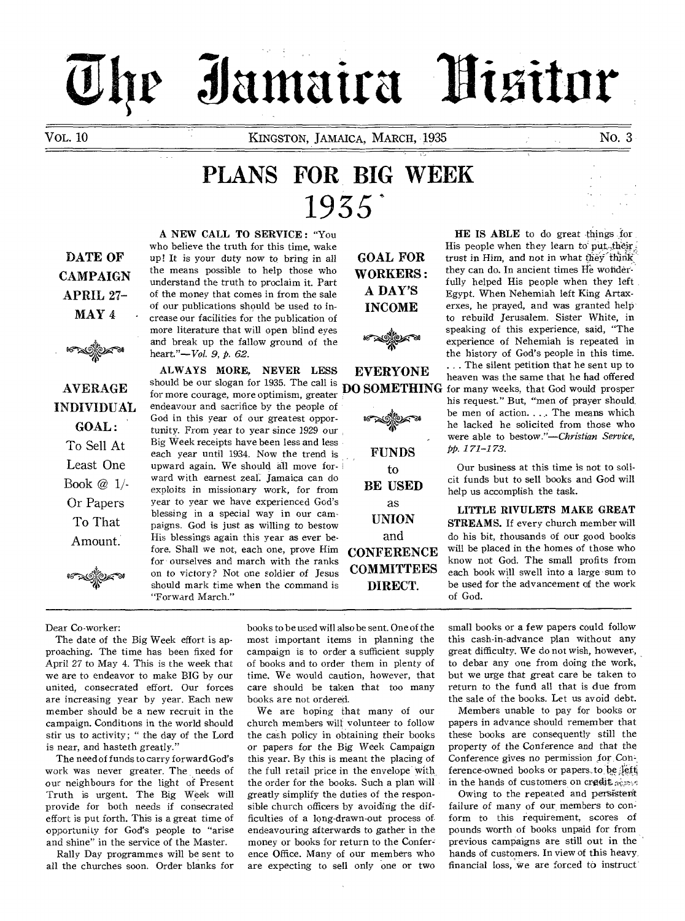# The Jamaica Visitor

VOL. 10 — KINGSTON, JAMAICA, MARCH, 1935 — No. 3

# PLANS FOR BIG WEEK 1935

**DATE OF CAMPAIGN APRIL 27–MAY 4**

**AVERAGE INDIVIDUAL GOAL:**

To Sell At Least One Book @ 1/- Or Papers To That Amount.

**A NEW CALL TO SERVICE:** "You who believe the truth for this time, wake up! It is your duty now to bring in all the means possible to help those who understand the truth to proclaim it. Part of the money that comes in from the sale of our publications should be used to increase our facilities for the publication of more literature that will open blind eyes and break up the fallow ground of the heart."—*Vol. 9, p. 62.*

**ALWAYS MORE, NEVER LESS** should be our slogan for 1935. The call is for more courage, more optimism, greater endeavour and sacrifice by the people of God in this year of our greatest opportunity. From year to year since 1929 our Big Week receipts have been less and less each year until 1934. Now the trend is upward again. We should all move forward with earnest zeal. Jamaica can do exploits in missionary work, for from year to year we have experienced God's blessing in a special way in our campaigns. God is just as willing to bestow His blessings again this year as ever before. Shall we not, each one, prove Him for ourselves and march with the ranks on to victory? Not one soldier of Jesus should mark time when the command is "Forward March."

**GOAL FOR WORKERS: A DAY'S INCOME**

**EVERYONE DO SOMETHING**

**FUNDS to BE USED as UNION and CONFERENCE COMMITTEES DIRECT.**

**HE IS ABLE** to do great things for His people when they learn to put their trust in Him, and not in what they think they can do. In ancient times He wonderfully helped His people when they left Egypt. When Nehemiah left King Artaxerxes, he prayed, and was granted help to rebuild Jerusalem. Sister White, in speaking of this experience, said, "The experience of Nehemiah is repeated in the history of God's people in this time. . . . The silent petition that he sent up to heaven was the same that he had offered for many weeks, that God would prosper his request." But, "men of prayer should be men of action. . . . The means which he lacked he solicited from those who were able to bestow."—*Christian Service, pp. 171-173.*

Our business at this time is not to solicit funds but to sell books and God will help us accomplish the task.

**LITTLE RIVULETS MAKE GREAT STREAMS.** If every church member will do his bit, thousands of our good books will be placed in the homes of those who know not God. The small profits from each book will swell into a large sum to be used for the advancement of the work of God.

---

Dear Co-worker:

The date of the Big Week effort is approaching. The time has been fixed for April 27 to May 4. This is the week that we are to endeavor to make BIG by our united, consecrated effort. Our forces are increasing year by year. Each new member should be a new recruit in the campaign. Conditions in the world should stir us to activity; " the day of the Lord is near, and hasteth greatly."

The need of funds to carry forward God's work was never greater. The needs of our neighbours for the light of Present Truth is urgent. The Big Week will provide for both needs if consecrated effort is put forth. This is a great time of opportunity for God's people to "arise and shine" in the service of the Master.

Rally Day programmes will be sent to all the churches soon. Order blanks for books to be used will also be sent. One of the most important items in planning the campaign is to order a sufficient supply of books and to order them in plenty of time. We would caution, however, that care should be taken that too many books are not ordered.

We are hoping that many of our church members will volunteer to follow the cash policy in obtaining their books or papers for the Big Week Campaign this year. By this is meant the placing of the full retail price in the envelope with the order for the books. Such a plan will greatly simplify the duties of the responsible church officers by avoiding the difficulties of a long-drawn-out process of endeavouring afterwards to gather in the money or books for return to the Conference Office. Many of our members who are expecting to sell only one or two small books or a few papers could follow this cash-in-advance plan without any great difficulty. We do not wish, however, to debar any one from doing the work, but we urge that great care be taken to return to the fund all that is due from the sale of the books. Let us avoid debt.

Members unable to pay for books or papers in advance should remember that these books are consequently still the property of the Conference and that the Conference gives no permission for Conference-owned books or papers to be left in the hands of customers on credit.

Owing to the repeated and persistent failure of many of our members to conform to this requirement, scores of pounds worth of books unpaid for from previous campaigns are still out in the hands of customers. In view of this heavy financial loss, we are forced to instruct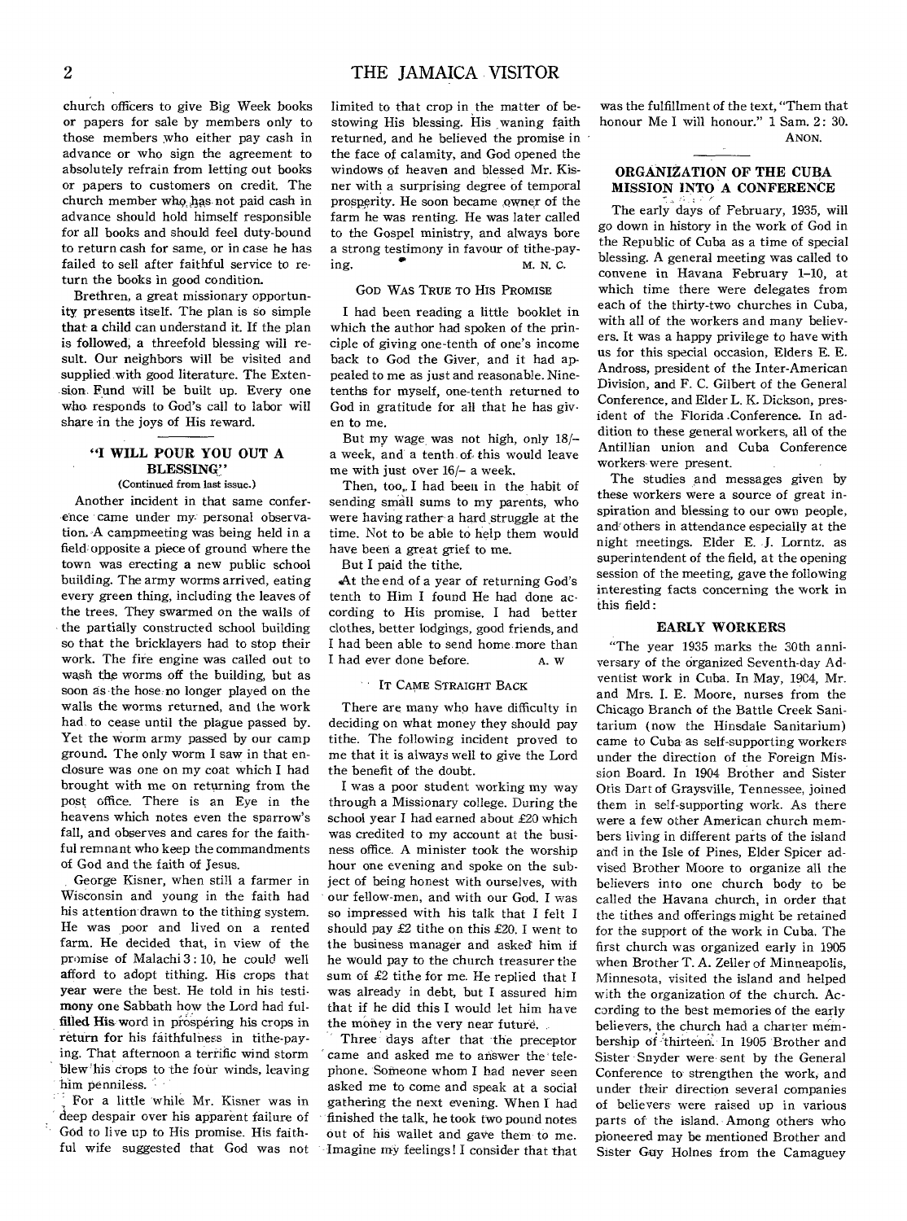church officers to give Big Week books or papers for sale by members only to those members who either pay cash in advance or who sign the agreement to absolutely refrain from letting out books or papers to customers on credit. The church member who has not paid cash in advance should hold himself responsible for all books and should feel duty-bound to return cash for same, or in case he has failed to sell after faithful service to return the books in good condition.

Brethren, a great missionary opportunity presents itself. The plan is so simple that a child can understand it. If the plan is followed, a threefold blessing will result. Our neighbors will be visited and supplied with good literature. The Extension Fund will be built up. Every one who responds to God's call to labor will share in the joys of His reward.

### "I WILL POUR YOU OUT A BLESSING"

(Continued from last issue.)

Another incident in that same conference came under my personal observation. A campmeeting was being held in a field opposite a piece of ground where the town was erecting a new public school building. The army worms arrived, eating every green thing, including the leaves of the trees. They swarmed on the walls of the partially constructed school building so that the bricklayers had to stop their work. The fire engine was called out to wash the worms off the building, but as soon as the hose no longer played on the walls the worms returned, and the work had to cease until the plague passed by. Yet the worm army passed by our camp ground. The only worm I saw in that enclosure was one on my coat which I had brought with me on returning from the post office. There is an Eye in the heavens which notes even the sparrow's fall, and observes and cares for the faithful remnant who keep the commandments of God and the faith of Jesus.

George Kisner, when still a farmer in Wisconsin and young in the faith had his attention drawn to the tithing system. He was poor and lived on a rented farm. He decided that, in view of the promise of Malachi 3:10, he could well afford to adopt tithing. His crops that year were the best. He told in his testimony one Sabbath how the Lord had fulfilled His word in prospering his crops in return for his faithfulness in tithe-paying. That afternoon a terrific wind storm blew his crops to the four winds, leaving him penniless.

For a little while Mr. Kisner was in deep despair over his apparent failure of God to live up to His promise. His faithful wife suggested that God was not limited to that crop in the matter of bestowing His blessing. His waning faith returned, and he believed the promise in the face of calamity, and God opened the windows of heaven and blessed Mr. Kisner with a surprising degree of temporal prosperity. He soon became owner of the farm he was renting. He was later called to the Gospel ministry, and always bore a strong testimony in favour of tithe-paying.

M. N. C.

#### GOD WAS TRUE TO HIS PROMISE

I had been reading a little booklet in which the author had spoken of the principle of giving one-tenth of one's income back to God the Giver, and it had appealed to me as just and reasonable. Nine-tenths for myself, one-tenth returned to God in gratitude for all that he has given to me.

But my wage was not high, only 18/- a week, and a tenth of this would leave me with just over 16/- a week.

Then, too, I had been in the habit of sending small sums to my parents, who were having rather a hard struggle at the time. Not to be able to help them would have been a great grief to me.

But I paid the tithe.

At the end of a year of returning God's tenth to Him I found He had done according to His promise. I had better clothes, better lodgings, good friends, and I had been able to send home more than I had ever done before.

A. W

#### IT CAME STRAIGHT BACK

There are many who have difficulty in deciding on what money they should pay tithe. The following incident proved to me that it is always well to give the Lord the benefit of the doubt.

I was a poor student working my way through a Missionary college. During the school year I had earned about £20 which was credited to my account at the business office. A minister took the worship hour one evening and spoke on the subject of being honest with ourselves, with our fellow-men, and with our God. I was so impressed with his talk that I felt I should pay £2 tithe on this £20. I went to the business manager and asked him if he would pay to the church treasurer the sum of £2 tithe for me. He replied that I was already in debt, but I assured him that if he did this I would let him have the money in the very near future.

Three days after that the preceptor came and asked me to answer the telephone. Someone whom I had never seen asked me to come and speak at a social gathering the next evening. When I had finished the talk, he took two pound notes out of his wallet and gave them to me. Imagine my feelings! I consider that that was the fulfillment of the text, "Them that honour Me I will honour." 1 Sam. 2: 30.

ANON.

### ORGANIZATION OF THE CUBA MISSION INTO A CONFERENCE

The early days of February, 1935, will go down in history in the work of God in the Republic of Cuba as a time of special blessing. A general meeting was called to convene in Havana February 1-10, at which time there were delegates from each of the thirty-two churches in Cuba, with all of the workers and many believers. It was a happy privilege to have with us for this special occasion, Elders E. E. Andross, president of the Inter-American Division, and F. C. Gilbert of the General Conference, and Elder L. K. Dickson, president of the Florida Conference. In addition to these general workers, all of the Antillian union and Cuba Conference workers were present.

The studies and messages given by these workers were a source of great inspiration and blessing to our own people, and others in attendance especially at the night meetings. Elder E. J. Lorntz, as superintendent of the field, at the opening session of the meeting, gave the following interesting facts concerning the work in this field:

#### EARLY WORKERS

"The year 1935 marks the 30th anniversary of the organized Seventh-day Adventist work in Cuba. In May, 1904, Mr. and Mrs. I. E. Moore, nurses from the Chicago Branch of the Battle Creek Sanitarium (now the Hinsdale Sanitarium) came to Cuba as self-supporting workers under the direction of the Foreign Mission Board. In 1904 Brother and Sister Otis Dart of Graysville, Tennessee, joined them in self-supporting work. As there were a few other American church members living in different parts of the island and in the Isle of Pines, Elder Spicer advised Brother Moore to organize all the believers into one church body to be called the Havana church, in order that the tithes and offerings might be retained for the support of the work in Cuba. The first church was organized early in 1905 when Brother T. A. Zeller of Minneapolis, Minnesota, visited the island and helped with the organization of the church. According to the best memories of the early believers, the church had a charter membership of thirteen. In 1905 Brother and Sister Snyder were sent by the General Conference to strengthen the work, and under their direction several companies of believers were raised up in various parts of the island. Among others who pioneered may be mentioned Brother and Sister Guy Holnes from the Camaguey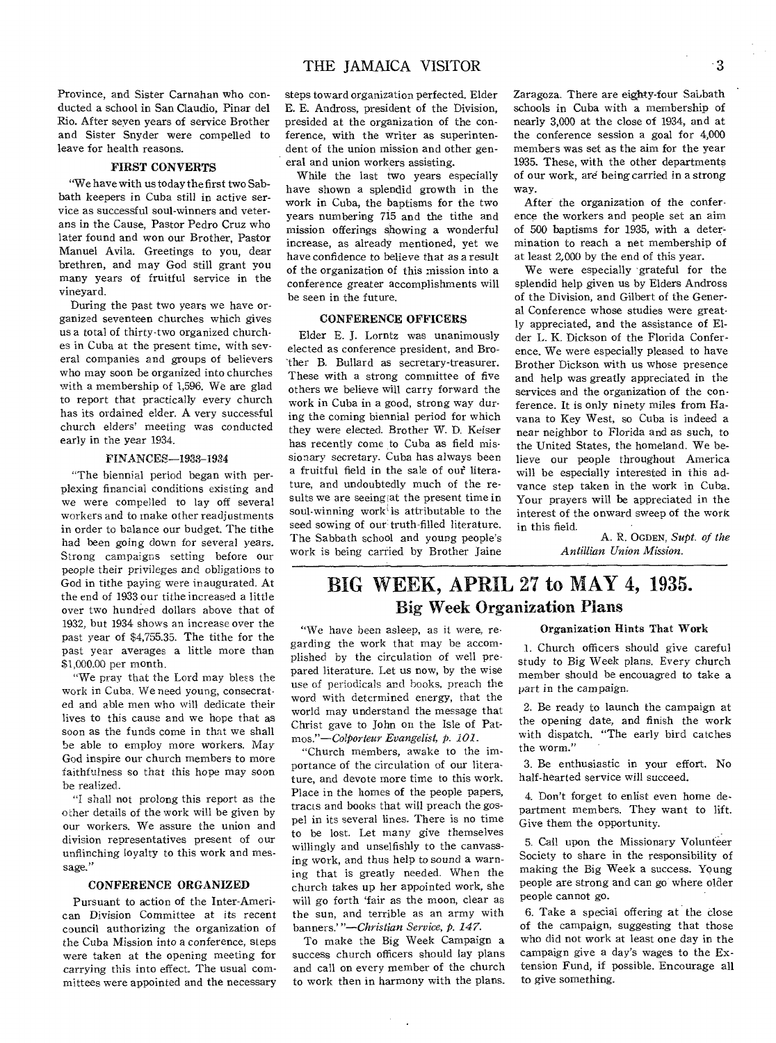Province, and Sister Carnahan who conducted a school in San Claudio, Pinar del Rio. After seven years of service Brother and Sister Snyder were compelled to leave for health reasons.

### FIRST CONVERTS

"We have with us today the first two Sabbath keepers in Cuba still in active service as successful soul-winners and veterans in the Cause, Pastor Pedro Cruz who later found and won our Brother, Pastor Manuel Avila. Greetings to you, dear brethren, and may God still grant you many years of fruitful service in the vineyard.

During the past two years we have organized seventeen churches which gives us a total of thirty-two organized churches in Cuba at the present time, with several companies and groups of believers who may soon be organized into churches with a membership of 1,596. We are glad to report that practically every church has its ordained elder. A very successful church elders' meeting was conducted early in the year 1934.

### FINANCES—1933-1934

"The biennial period began with perplexing financial conditions existing and we were compelled to lay off several workers and to make other readjustments in order to balance our budget. The tithe had been going down for several years. Strong campaigns setting before our people their privileges and obligations to God in tithe paying were inaugurated. At the end of 1933 our tithe increased a little over two hundred dollars above that of 1932, but 1934 shows an increase over the past year of $4,755.35. The tithe for the past year averages a little more than $1,000.00 per month.

"We pray that the Lord may bless the work in Cuba. We need young, consecrated and able men who will dedicate their lives to this cause and we hope that as soon as the funds come in that we shall be able to employ more workers. May God inspire our church members to more faithfulness so that this hope may soon be realized.

"I shall not prolong this report as the other details of the work will be given by our workers. We assure the union and division representatives present of our unflinching loyalty to this work and message."

### CONFERENCE ORGANIZED

Pursuant to action of the Inter-American Division Committee at its recent council authorizing the organization of the Cuba Mission into a conference, steps were taken at the opening meeting for carrying this into effect. The usual committees were appointed and the necessary steps toward organization perfected. Elder E. E. Andross, president of the Division, presided at the organization of the conference, with the writer as superintendent of the union mission and other general and union workers assisting.

While the last two years especially have shown a splendid growth in the work in Cuba, the baptisms for the two years numbering 715 and the tithe and mission offerings showing a wonderful increase, as already mentioned, yet we have confidence to believe that as a result of the organization of this mission into a conference greater accomplishments will be seen in the future.

### CONFERENCE OFFICERS

Elder E. J. Lorntz was unanimously elected as conference president, and Brother B. Bullard as secretary-treasurer. These with a strong committee of five others we believe will carry forward the work in Cuba in a good, strong way during the coming biennial period for which they were elected. Brother W. D. Keiser has recently come to Cuba as field missionary secretary. Cuba has always been a fruitful field in the sale of our literature, and undoubtedly much of the results we are seeing at the present time in soul-winning work is attributable to the seed sowing of our truth-filled literature. The Sabbath school and young people's work is being carried by Brother Jaine Zaragoza. There are eighty-four Sabbath schools in Cuba with a membership of nearly 3,000 at the close of 1934, and at the conference session a goal for 4,000 members was set as the aim for the year 1935. These, with the other departments of our work, are being carried in a strong way.

After the organization of the conference the workers and people set an aim of 500 baptisms for 1935, with a determination to reach a net membership of at least 2,000 by the end of this year.

We were especially grateful for the splendid help given us by Elders Andross of the Division, and Gilbert of the General Conference whose studies were greatly appreciated, and the assistance of Elder L. K. Dickson of the Florida Conference. We were especially pleased to have Brother Dickson with us whose presence and help was greatly appreciated in the services and the organization of the conference. It is only ninety miles from Havana to Key West, so Cuba is indeed a near neighbor to Florida and as such, to the United States, the homeland. We believe our people throughout America will be especially interested in this advance step taken in the work in Cuba. Your prayers will be appreciated in the interest of the onward sweep of the work in this field.

A. R. OGDEN, *Supt. of the Antillian Union Mission.*

# BIG WEEK, APRIL 27 to MAY 4, 1935.

## Big Week Organization Plans

"We have been asleep, as it were, regarding the work that may be accomplished by the circulation of well prepared literature. Let us now, by the wise use of periodicals and books, preach the word with determined energy, that the world may understand the message that Christ gave to John on the Isle of Patmos."—*Colporteur Evangelist, p. 101.*

"Church members, awake to the importance of the circulation of our literature, and devote more time to this work. Place in the homes of the people papers, tracts and books that will preach the gospel in its several lines. There is no time to be lost. Let many give themselves willingly and unselfishly to the canvassing work, and thus help to sound a warning that is greatly needed. When the church takes up her appointed work, she will go forth 'fair as the moon, clear as the sun, and terrible as an army with banners.'"—*Christian Service, p. 147.*

To make the Big Week Campaign a success church officers should lay plans and call on every member of the church to work then in harmony with the plans.

### Organization Hints That Work

1. Church officers should give careful study to Big Week plans. Every church member should be encouagred to take a part in the campaign.

2. Be ready to launch the campaign at the opening date, and finish the work with dispatch. "The early bird catches the worm."

3. Be enthusiastic in your effort. No half-hearted service will succeed.

4. Don't forget to enlist even home department members. They want to lift. Give them the opportunity.

5. Call upon the Missionary Volunteer Society to share in the responsibility of making the Big Week a success. Young people are strong and can go where older people cannot go.

6. Take a special offering at the close of the campaign, suggesting that those who did not work at least one day in the campaign give a day's wages to the Extension Fund, if possible. Encourage all to give something.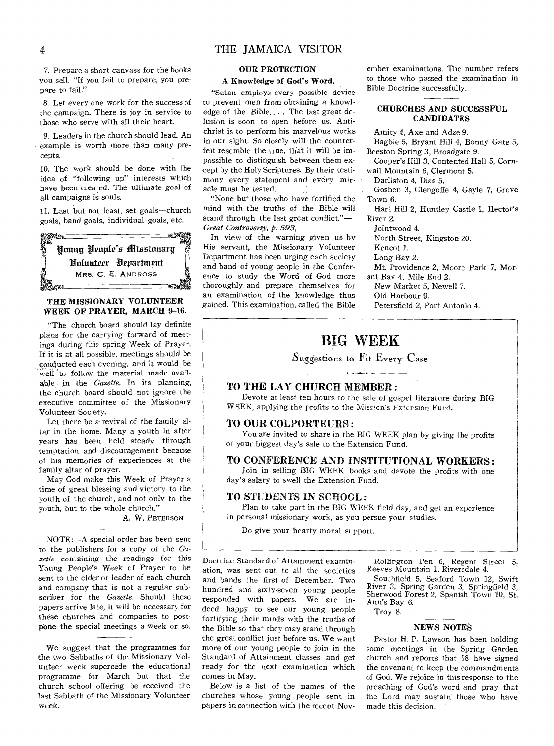7. Prepare a short canvass for the books you sell. "If you fail to prepare, you prepare to fail."

8. Let every one work for the success of the campaign. There is joy in service to those who serve with all their heart.

9. Leaders in the church should lead. An example is worth more than many precepts.

10. The work should be done with the idea of "following up" interests which have been created. The ultimate goal of all campaigns is souls.

11. Last but not least, set goals—church goals, band goals, individual goals, etc.

## Young People's Missionary Volunteer Department

MRS. C. E. ANDROSS

### THE MISSIONARY VOLUNTEER WEEK OF PRAYER, MARCH 9-16.

"The church board should lay definite plans for the carrying forward of meetings during this spring Week of Prayer. If it is at all possible, meetings should be conducted each evening, and it would be well to follow the material made available in the *Gazette*. In its planning, the church board should not ignore the executive committee of the Missionary Volunteer Society.

Let there be a revival of the family altar in the home. Many a youth in after years has been held steady through temptation and discouragement because of his memories of experiences at the family altar of prayer.

May God make this Week of Prayer a time of great blessing and victory to the youth of the church, and not only to the youth, but to the whole church."

A. W. PETERSON

NOTE:—A special order has been sent to the publishers for a copy of the *Gazette* containing the readings for this Young People's Week of Prayer to be sent to the elder or leader of each church and company that is not a regular subscriber for the *Gazette*. Should these papers arrive late, it will be necessary for these churches and companies to postpone the special meetings a week or so.

We suggest that the programmes for the two Sabbaths of the Missionary Volunteer week supercede the educational programme for March but that the church school offering be received the last Sabbath of the Missionary Volunteer week.

### OUR PROTECTION

#### A Knowledge of God's Word.

"Satan employs every possible device to prevent men from obtaining a knowledge of the Bible.... The last great delusion is soon to open before us. Antichrist is to perform his marvelous works in our sight. So closely will the counterfeit resemble the true, that it will be impossible to distinguish between them except by the Holy Scriptures. By their testimony every statement and every miracle must be tested.

"None but those who have fortified the mind with the truths of the Bible will stand through the last great conflict."—*Great Controversy, p. 593,*

In view of the warning given us by His servant, the Missionary Volunteer Department has been urging each society and band of young people in the Conference to study the Word of God more thoroughly and prepare themselves for an examination of the knowledge thus gained. This examination, called the Bible Doctrine Standard of Attainment examination, was sent out to all the societies and bands the first of December. Two hundred and sixty-seven young people responded with papers. We are indeed happy to see our young people fortifying their minds with the truths of the Bible so that they may stand through the great conflict just before us. We want more of our young people to join in the Standard of Attainment classes and get ready for the next examination which comes in May.

Below is a list of the names of the churches whose young people sent in papers in connection with the recent November examinations. The number refers to those who passed the examination in Bible Doctrine successfully.

### CHURCHES AND SUCCESSFUL CANDIDATES

Amity 4, Axe and Adze 9.
Bagbie 5, Bryant Hill 4, Bonny Gate 5, Beeston Spring 3, Broadgate 9.
Cooper's Hill 3, Contented Hall 5, Cornwall Mountain 6, Clermont 5.
Darliston 4, Dias 5.
Goshen 3, Glengoffe 4, Gayle 7, Grove Town 6.
Hart Hill 2, Huntley Castle 1, Hector's River 2.
Jointwood 4.
North Street, Kingston 20.
Kencot 1.
Long Bay 2.
Mt. Providence 2, Moore Park 7, Morant Bay 4, Mile End 2.
New Market 5, Newell 7.
Old Harbour 9.
Petersfield 2, Port Antonio 4.
Rollington Pen 6, Regent Street 5, Reeves Mountain 1, Riversdale 4.
Southfield 5, Seaford Town 12, Swift River 3, Spring Garden 3, Springfield 3, Sherwood Forest 2, Spanish Town 10, St. Ann's Bay 6.
Troy 8.

## BIG WEEK

*Suggestions to Fit Every Case*

**TO THE LAY CHURCH MEMBER:**

Devote at least ten hours to the sale of gospel literature during BIG WEEK, applying the profits to the Mission's Extension Fund.

**TO OUR COLPORTEURS:**

You are invited to share in the BIG WEEK plan by giving the profits of your biggest day's sale to the Extension Fund.

**TO CONFERENCE AND INSTITUTIONAL WORKERS:**

Join in selling BIG WEEK books and devote the profits with one day's salary to swell the Extension Fund.

**TO STUDENTS IN SCHOOL:**

Plan to take part in the BIG WEEK field day, and get an experience in personal missionary work, as you persue your studies.

Do give your hearty moral support.

### NEWS NOTES

Pastor H. P. Lawson has been holding some meetings in the Spring Garden church and reports that 18 have signed the covenant to keep the commandments of God. We rejoice in this response to the preaching of God's word and pray that the Lord may sustain those who have made this decision.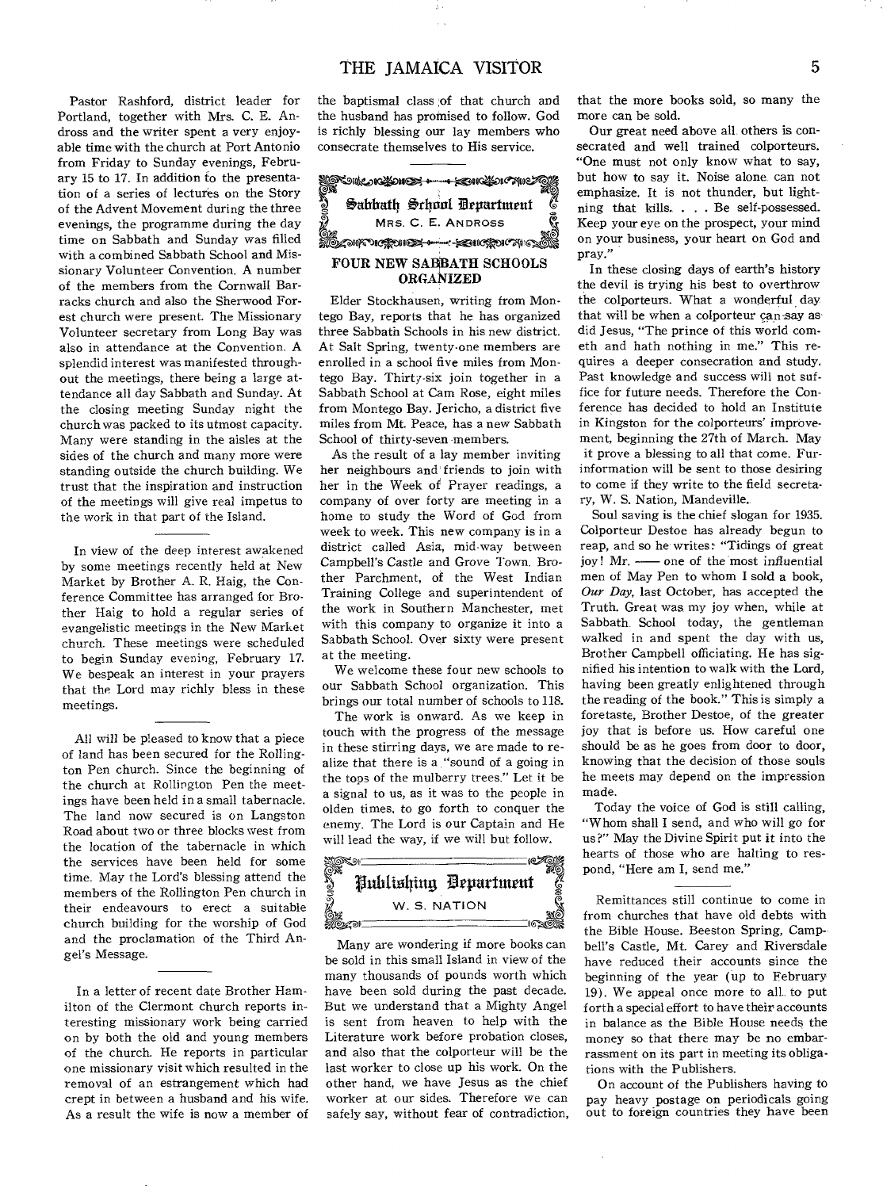Pastor Rashford, district leader for Portland, together with Mrs. C. E. Andross and the writer spent a very enjoyable time with the church at Port Antonio from Friday to Sunday evenings, February 15 to 17. In addition to the presentation of a series of lectures on the Story of the Advent Movement during the three evenings, the programme during the day time on Sabbath and Sunday was filled with a combined Sabbath School and Missionary Volunteer Convention. A number of the members from the Cornwall Barracks church and also the Sherwood Forest church were present. The Missionary Volunteer secretary from Long Bay was also in attendance at the Convention. A splendid interest was manifested throughout the meetings, there being a large attendance all day Sabbath and Sunday. At the closing meeting Sunday night the church was packed to its utmost capacity. Many were standing in the aisles at the sides of the church and many more were standing outside the church building. We trust that the inspiration and instruction of the meetings will give real impetus to the work in that part of the Island.

In view of the deep interest awakened by some meetings recently held at New Market by Brother A. R. Haig, the Conference Committee has arranged for Brother Haig to hold a regular series of evangelistic meetings in the New Market church. These meetings were scheduled to begin Sunday evening, February 17. We bespeak an interest in your prayers that the Lord may richly bless in these meetings.

All will be pleased to know that a piece of land has been secured for the Rollington Pen church. Since the beginning of the church at Rollington Pen the meetings have been held in a small tabernacle. The land now secured is on Langston Road about two or three blocks west from the location of the tabernacle in which the services have been held for some time. May the Lord's blessing attend the members of the Rollington Pen church in their endeavours to erect a suitable church building for the worship of God and the proclamation of the Third Angel's Message.

In a letter of recent date Brother Hamilton of the Clermont church reports interesting missionary work being carried on by both the old and young members of the church. He reports in particular one missionary visit which resulted in the removal of an estrangement which had crept in between a husband and his wife. As a result the wife is now a member of the baptismal class of that church and the husband has promised to follow. God is richly blessing our lay members who consecrate themselves to His service.

## Sabbath School Department

MRS. C. E. ANDROSS

### FOUR NEW SABBATH SCHOOLS ORGANIZED

Elder Stockhausen, writing from Montego Bay, reports that he has organized three Sabbath Schools in his new district. At Salt Spring, twenty-one members are enrolled in a school five miles from Montego Bay. Thirty-six join together in a Sabbath School at Cam Rose, eight miles from Montego Bay. Jericho, a district five miles from Mt. Peace, has a new Sabbath School of thirty-seven members.

As the result of a lay member inviting her neighbours and friends to join with her in the Week of Prayer readings, a company of over forty are meeting in a home to study the Word of God from week to week. This new company is in a district called Asia, mid-way between Campbell's Castle and Grove Town. Brother Parchment, of the West Indian Training College and superintendent of the work in Southern Manchester, met with this company to organize it into a Sabbath School. Over sixty were present at the meeting.

We welcome these four new schools to our Sabbath School organization. This brings our total number of schools to 118.

The work is onward. As we keep in touch with the progress of the message in these stirring days, we are made to realize that there is a "sound of a going in the tops of the mulberry trees." Let it be a signal to us, as it was to the people in olden times, to go forth to conquer the enemy. The Lord is our Captain and He will lead the way, if we will but follow.

## Publishing Department

W. S. NATION

Many are wondering if more books can be sold in this small Island in view of the many thousands of pounds worth which have been sold during the past decade. But we understand that a Mighty Angel is sent from heaven to help with the Literature work before probation closes, and also that the colporteur will be the last worker to close up his work. On the other hand, we have Jesus as the chief worker at our sides. Therefore we can safely say, without fear of contradiction, that the more books sold, so many the more can be sold.

Our great need above all others is consecrated and well trained colporteurs. "One must not only know what to say, but how to say it. Noise alone can not emphasize. It is not thunder, but lightning that kills. . . . Be self-possessed. Keep your eye on the prospect, your mind on your business, your heart on God and pray."

In these closing days of earth's history the devil is trying his best to overthrow the colporteurs. What a wonderful day that will be when a colporteur can say as did Jesus, "The prince of this world cometh and hath nothing in me." This requires a deeper consecration and study. Past knowledge and success will not suffice for future needs. Therefore the Conference has decided to hold an Institute in Kingston for the colporteurs' improvement, beginning the 27th of March. May it prove a blessing to all that come. Further information will be sent to those desiring to come if they write to the field secretary, W. S. Nation, Mandeville.

Soul saving is the chief slogan for 1935. Colporteur Destoe has already begun to reap, and so he writes: "Tidings of great joy! Mr. —— one of the most influential men of May Pen to whom I sold a book, *Our Day*, last October, has accepted the Truth. Great was my joy when, while at Sabbath School today, the gentleman walked in and spent the day with us, Brother Campbell officiating. He has signified his intention to walk with the Lord, having been greatly enlightened through the reading of the book." This is simply a foretaste, Brother Destoe, of the greater joy that is before us. How careful one should be as he goes from door to door, knowing that the decision of those souls he meets may depend on the impression made.

Today the voice of God is still calling, "Whom shall I send, and who will go for us?" May the Divine Spirit put it into the hearts of those who are halting to respond, "Here am I, send me."

Remittances still continue to come in from churches that have old debts with the Bible House. Beeston Spring, Campbell's Castle, Mt. Carey and Riversdale have reduced their accounts since the beginning of the year (up to February 19). We appeal once more to all to put forth a special effort to have their accounts in balance as the Bible House needs the money so that there may be no embarrassment on its part in meeting its obligations with the Publishers.

On account of the Publishers having to pay heavy postage on periodicals going out to foreign countries they have been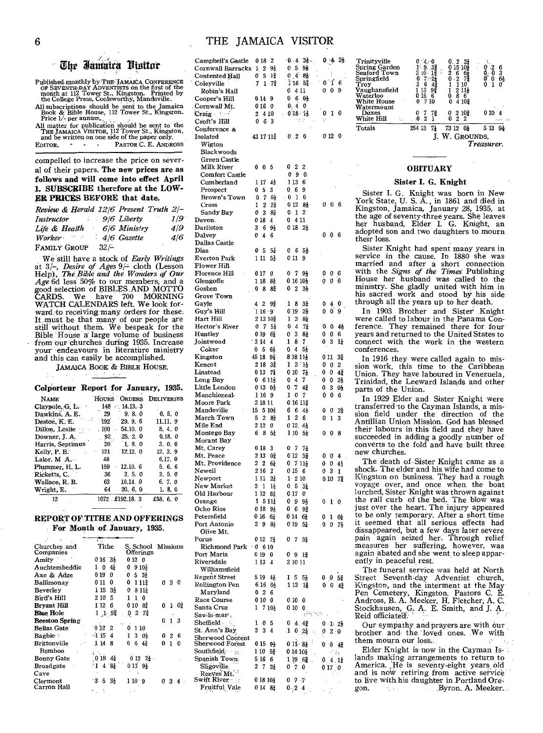## The Jamaica Visitor

Published monthly by THE JAMAICA CONFERENCE OF SEVENTH-DAY ADVENTISTS on the first of the month at 112 Tower St., Kingston. Printed by the College Press, Coolsworthy, Mandeville.

All subscriptions should be sent to the Jamaica Book & Bible House, 112 Tower St., Kingston. Price 1/- per annum.

All matter for publication should be sent to the THE JAMAICA VISITOR, 112 Tower St., Kingston, and be written on one side of the paper only.

EDITOR, - - - PASTOR C. E. ANDROSS

---

compelled to increase the price on several of their papers. **The new prices are as follows and will come into effect April 1. SUBSCRIBE therefore at the LOWER PRICES BEFORE that date.**

| | | | |
|---|---|---|---|
| *Review & Herald* | 12/6 | *Present Truth* | 2/- |
| *Instructor* | 9/6 | *Liberty* | 1/9 |
| *Life & Health* | 6/6 | *Ministry* | 4/9 |
| *Worker* | 4/6 | *Gazette* | 4/6 |
| FAMILY GROUP | 32/- | | |

We still have a stock of *Early Writings* at 3/-, *Desire of Ages* 9/- cloth (Lesson Help), *The Bible and the Wonders of Our Age* 6d less 50% to our members, and a good selection of BIBLES AND MOTTO CARDS. We have 700 MORNING WATCH CALENDARS left. We look forward to receiving many orders for these. It must be that many of our people are still without them. We bespeak for the Bible House a large volume of business from our churches during 1935. Increase your endeavours in literature ministry and this can easily be accomplished.

JAMAICA BOOK & BIBLE HOUSE.

### Colporteur Report for January, 1935.

| NAME | HOURS | ORDERS | DELIVERIES |
|---|---|---|---|
| Claypole, G. L. | 148 | 14. 13. 3 | |
| Dawkins, A. E. | 29 | 9. 8. 0 | 0. 5. 0 |
| Destoe, K. E. | 192 | 29. 9. 6 | 11. 11. 9 |
| Dillon, Leslie | 100 | 54. 10. 0 | 8. 4. 0 |
| Downer, J. A. | 92 | 25. 2. 0 | 0. 18. 0 |
| Harris, Septimus | 20 | 1. 8. 0 | 3. 0. 0 |
| Kelly, P. B. | 121 | 12. 12. 0 | 12. 3. 9 |
| Lalor, M. A. | 48 | | 6. 17. 0 |
| Plummer, H. L. | 159 | 12. 10. 6 | 5. 6. 6 |
| Ricketts, C. | 36 | 2. 5. 0 | 2. 5. 0 |
| Wallace, R. B. | 63 | 10. 14. 0 | 6. 7. 0 |
| Wright, E. | 64 | 20. 6. 0 | 1. 8. 0 |
| 12 | 1072 | £192. 18. 3 | £58. 6. 0 |

### REPORT OF TITHE AND OFFERINGS For Month of January, 1935.

| Churches and Companies | Tithe | S. School Offerings | Missions |
|---|---|---|---|
| Amity | 0 16 3½ | 0 12 0 | |
| Auchtembeddie | 1 0 4½ | 0 9 10½ | |
| Axe & Adze | 0 19 0 | 0 5 3½ | |
| Ballimonay | 0 11 0 | 0 1 11¾ | 0 3 0 |
| Beverley | 1 15 3½ | 0 8 11¼ | |
| Bird's Hill | 2 10 5 | 1 1 0 | |
| Bryant Hill | 1 12 6 | 0 10 8¾ | 0 1 0¾ |
| Blue Hole | 1 1 9¾ | 0 2 7¾ | |
| Beeston Spring | | | 0 1 3 |
| Bellas Gate | 0 12 2 | 0 1 10 | |
| Bagbie | 1 15 4 | 1 3 0½ | 0 2 6 |
| Brittonville | 1 14 8 | 0 6 4½ | 0 1 0 |
| Bamboo | | | |
| Bonny Gate | 0 18 4½ | 0 12 2½ | |
| Broadgate | 1 4 8¾ | 0 13 9½ | |
| Cave | | | |
| Clermont | 3 5 3½ | 1 10 9 | 0 3 4 |
| Carron Hall | | | |
| Campbell's Castle | 0 18 2 | 0 4 3½ | 0 4 2½ |
| Cornwall Barracks | 1 2 9½ | 0 5 9½ | |
| Contented Hall | 0 5 1¾ | 0 4 8½ | |
| Coleyville | 7 1 7¾ | 1 16 5¾ | 0 1 6 |
| Robin's Hall | | 0 4 11 | 0 0 9 |
| Cooper's Hill | 0 14 9 | 0 6 0½ | |
| Cornwall Mt. | 0 16 0 | 0 4 0 | |
| Craig | 2 4 10 | 0 18 1½ | 0 1 0 |
| Croft's Hill | 0 6 3 | | |
| Conference & Isolated | 43 17 11¾ | 0 2 0 | 0 12 0 |
| Wigton | | | |
| Blackwoods | | | |
| Green Castle | | | |
| Milk River | 0 0 5 | 0 2 2 | |
| Comfort Castle | | 0 9 0 | |
| Cumberland | 1 17 4½ | 1 13 6 | |
| Prospect | 0 5 3 | 0 6 9 | |
| Brown's Town | 0 7 6½ | 0 1 0 | |
| Cross | 1 2 2½ | 0 12 8½ | 0 0 6 |
| Sandy Bay | 0 3 8¾ | 0 1 2 | |
| Devon | 0 18 4 | 0 4 11 | |
| Darliston | 3 6 9½ | 0 18 2½ | |
| Dalvey | 0 4 6 | | 0 0 6 |
| Dallas Castle | | | |
| Dias | 0 5 5½ | 0 6 5½ | |
| Everton Park | 1 11 5½ | 0 11 9 | |
| Flower Hill | | | |
| Florence Hill | 0 17 0 | 0 7 9½ | 0 0 6 |
| Glengoffe | 1 18 8½ | 0 16 10½ | 0 0 6 |
| Goshen | 0 8 8¾ | 0 2 3½ | |
| Grove Town | | | |
| Gayle | 4 2 9¾ | 1 8 3½ | 0 4 0 |
| Guy's Hill | 1 16 9 | 0 19 2½ | 0 0 9 |
| Hart Hill | 2 13 10¾ | 1 3 8½ | |
| Hector's River | 0 7 5½ | 0 4 7¾ | 0 0 4½ |
| Huntley | 0 19 6½ | 0 3 8½ | 0 0 6 |
| Jointwood | 3 14 4 | 1 8 7 | 0 3 1½ |
| Coker | 0 5 6½ | 0 4 5½ | |
| Kingston | 45 18 9½ | 8 18 11½ | 0 11 3¾ |
| Kencot | 2 18 3¾ | 1 3 1½ | 0 0 2 |
| Linstead | 0 13 7¼ | 0 10 7½ | 0 0 4¾ |
| Long Bay | 0 6 11½ | 0 4 7 | 0 0 2½ |
| Little London | 0 13 0½ | 0 7 4¾ | 0 3 0½ |
| Manchioneal | 1 16 9 | 1 0 7 | 0 0 6 |
| Moore Park | 2 18 11 | 0 16 11¾ | |
| Mandeville | 15 5 10½ | 6 6 4½ | 0 0 2¾ |
| March Town | 5 2 8½ | 1 2 6 | 0 1 3 |
| Mile End | 2 12 0 | 0 12 4½ | |
| Montego Bay | 6 8 5¼ | 1 10 5½ | 0 0 8 |
| Morant Bay | | | |
| Mt. Carey | 0 18 3 | 0 7 7¼ | |
| Mt. Peace | 2 13 0¾ | 0 12 3¾ | 0 0 4 |
| Mt. Providence | 2 2 6¼ | 0 7 11½ | 0 0 4½ |
| Newell | 2 16 2 | 0 15 6 | 0 3 1 |
| Newport | 1 11 2½ | 1 2 10 | 0 10 7¾ |
| New Market | 2 1 1½ | 0 5 3½ | |
| Old Harbour | 1 12 8½ | 0 17 0 | |
| Orange | 1 5 11½ | 0 9 9½ | 0 1 0 |
| Ocho Rios | 0 18 9½ | 0 6 9¾ | |
| Petersfield | 0 16 6½ | 0 14 6¼ | 0 1 6¼ |
| Port Antonio | 2 9 8½ | 0 19 5½ | 0 0 7½ |
| Olive Mt. | | | |
| Porus | 0 12 7½ | 0 7 3½ | |
| Richmond Park | 0 6 10 | | |
| Port Maria | 0 19 0 | 0 9 1¾ | |
| Riversdale | 1 13 4 | 2 10 11 | |
| Williamsfield | | | |
| Regent Street | 5 19 4½ | 1 5 5½ | 0 0 5¾ |
| Rollington Pen | 6 16 0½ | 1 12 1¾ | 0 0 4¾ |
| Maryland | 0 2 6 | | |
| Race Course | 0 10 0 | 0 10 0 | |
| Santa Cruz | 1 7 10½ | 0 10 0 | |
| Sav-la-mar | | | |
| Sheffield | 1 0 5 | 0 4 4¾ | 0 1 2½ |
| St. Ann's Bay | 2 3 4 | 1 0 2¾ | 0 2 0 |
| Sherwood Content | | | |
| Sherwood Forest | 0 15 9½ | 0 11 8¾ | 0 0 4¾ |
| Southfield | 1 10 5¾ | 0 14 10½ | |
| Spanish Town | 5 16 6 | 1 19 6¾ | 0 4 1½ |
| Sligoville | 2 7 2½ | 0 7 0 | 0 17 0 |
| Reeves Mt. | | | |
| Swift River | 0 18 10½ | 0 7 7 | |
| Fruitful Vale | 0 14 8½ | 0 2 4 | |
| Trinityville | 0 4 0 | 0 2 2½ | |
| Spring Garden | 1 9 3¾ | 0 15 10¾ | 0 2 6 |
| Seaford Town | 3 10 1¼ | 2 6 6¼ | 0 0 3 |
| Springfield | 0 7 2½ | 0 2 7¾ | 0 0 6½ |
| Troy | 3 6 4¾ | 1 1 10 | 0 1 0 |
| Vaughansfield | 1 13 9¾ | 1 2 11½ | |
| Waterloo | 0 15 6 | 0 8 6 | |
| White House | 0 7 10 | 0 4 10¾ | |
| Watermount | | | |
| Duxes | 0 7 7¾ | 0 2 10¾ | 0 10 4 |
| White Hill | 0 2 1 | 0 2 2 | |
| Totals | 254 13 7¼ | 73 12 0¼ | 5 13 9¼ |

J. W. GROUNDS,
*Treasurer.*

---

### OBITUARY

#### Sister I. G. Knight

Sister I. G. Knight was born in New York State, U. S. A., in 1861 and died in Kingston, Jamaica, January 28, 1935, at the age of seventy-three years. She leaves her husband, Elder I. G. Knight, an adopted son and two daughters to mourn their loss.

Sister Knight had spent many years in service in the cause. In 1880 she was married and after a short connection with the *Signs of the Times* Publishing House her husband was called to the ministry. She gladly united with him in his sacred work and stood by his side through all the years up to her death.

In 1903 Brother and Sister Knight were called to labour in the Panama Conference. They remained there for four years and returned to the United States to connect with the work in the western conferences.

In 1916 they were called again to mission work, this time to the Caribbean Union. They have laboured in Venezuela, Trinidad, the Leeward Islands and other parts of the Union.

In 1929 Elder and Sister Knight were transferred to the Cayman Islands, a mission field under the direction of the Antillian Union Mission. God has blessed their labours in this field and they have succeeded in adding a goodly number of converts to the fold and have built three new churches.

The death of Sister Knight came as a shock. The elder and his wife had come to Kingston on business. They had a rough voyage over, and once when the boat lurched, Sister Knight was thrown against the rail curb of the bed. The blow was just over the heart. The injury appeared to be only temporary. After a short time it seemed that all serious effects had dissappeared, but a few days later severe pain again seized her. Through relief measures her suffering, however, was again abated and she went to sleep apparently in peaceful rest.

The funeral service was held at North Street Seventh-day Adventist church, Kingston, and the interment at the May Pen Cemetery, Kingston. Pastors C. E. Andross, B. A. Meeker, H. Fletcher, A. C. Stockhausen, G. A. E. Smith, and J. A. Reid officiated.

Our sympathy and prayers are with our brother and the loved ones. We with them mourn our loss.

Elder Knight is now in the Cayman Islands making arrangements to return to America. He is seventy-eight years old and is now retiring from active service to live with his daughter in Portland Oregon.

Byron. A. Meeker.